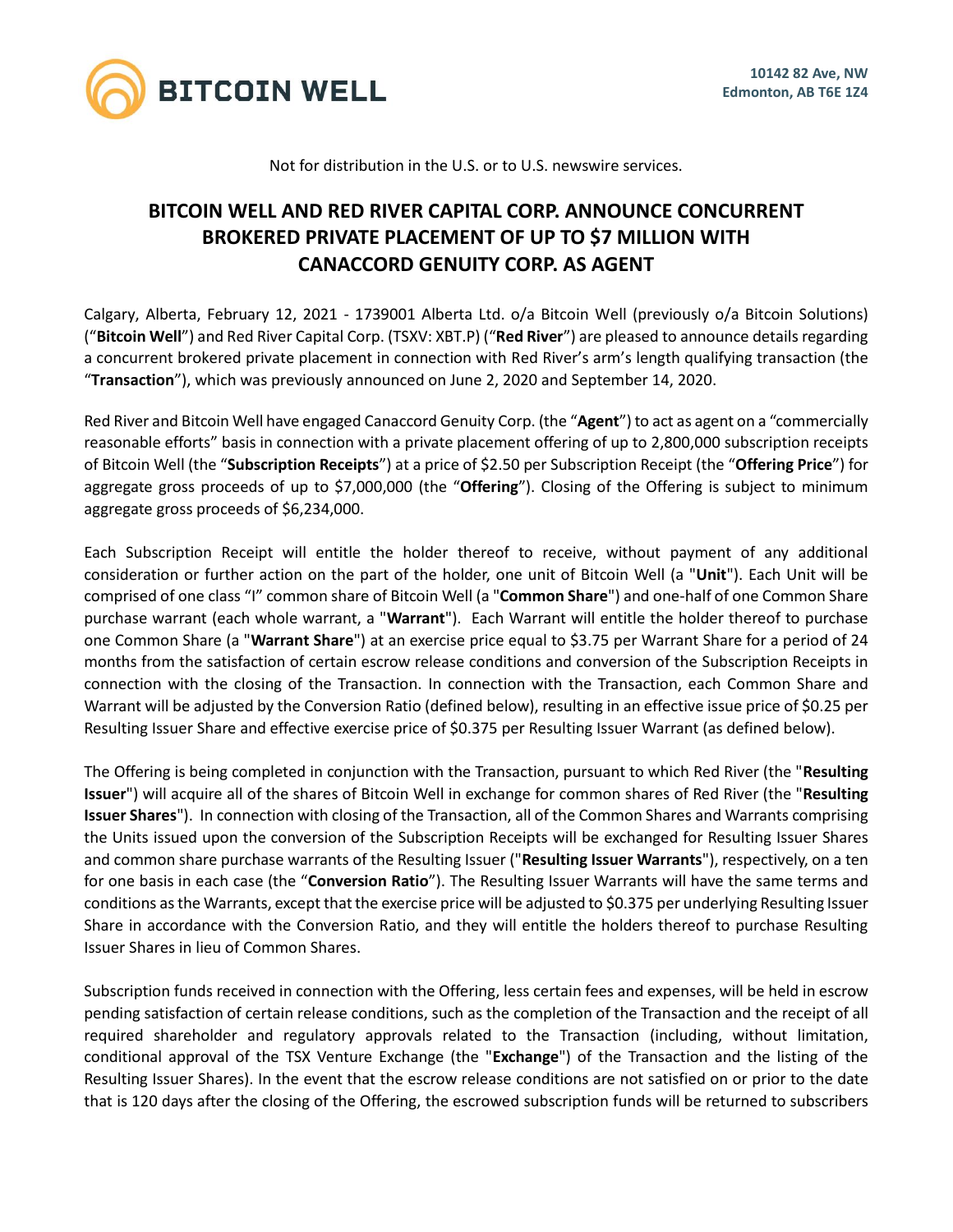10142 82 Ave, NW
Edmonton, AB T6E 1Z4

Not for distribution in the U.S. or to U.S. newswire services.

# BITCOIN WELL AND RED RIVER CAPITAL CORP. ANNOUNCE CONCURRENT BROKERED PRIVATE PLACEMENT OF UP TO $7 MILLION WITH CANACCORD GENUITY CORP. AS AGENT

Calgary, Alberta, February 12, 2021 - 1739001 Alberta Ltd. o/a Bitcoin Well (previously o/a Bitcoin Solutions) ("**Bitcoin Well**") and Red River Capital Corp. (TSXV: XBT.P) ("**Red River**") are pleased to announce details regarding a concurrent brokered private placement in connection with Red River's arm's length qualifying transaction (the "**Transaction**"), which was previously announced on June 2, 2020 and September 14, 2020.

Red River and Bitcoin Well have engaged Canaccord Genuity Corp. (the "**Agent**") to act as agent on a "commercially reasonable efforts" basis in connection with a private placement offering of up to 2,800,000 subscription receipts of Bitcoin Well (the "**Subscription Receipts**") at a price of $2.50 per Subscription Receipt (the "**Offering Price**") for aggregate gross proceeds of up to $7,000,000 (the "**Offering**"). Closing of the Offering is subject to minimum aggregate gross proceeds of $6,234,000.

Each Subscription Receipt will entitle the holder thereof to receive, without payment of any additional consideration or further action on the part of the holder, one unit of Bitcoin Well (a "**Unit**"). Each Unit will be comprised of one class "I" common share of Bitcoin Well (a "**Common Share**") and one-half of one Common Share purchase warrant (each whole warrant, a "**Warrant**"). Each Warrant will entitle the holder thereof to purchase one Common Share (a "**Warrant Share**") at an exercise price equal to $3.75 per Warrant Share for a period of 24 months from the satisfaction of certain escrow release conditions and conversion of the Subscription Receipts in connection with the closing of the Transaction. In connection with the Transaction, each Common Share and Warrant will be adjusted by the Conversion Ratio (defined below), resulting in an effective issue price of $0.25 per Resulting Issuer Share and effective exercise price of $0.375 per Resulting Issuer Warrant (as defined below).

The Offering is being completed in conjunction with the Transaction, pursuant to which Red River (the "**Resulting Issuer**") will acquire all of the shares of Bitcoin Well in exchange for common shares of Red River (the "**Resulting Issuer Shares**"). In connection with closing of the Transaction, all of the Common Shares and Warrants comprising the Units issued upon the conversion of the Subscription Receipts will be exchanged for Resulting Issuer Shares and common share purchase warrants of the Resulting Issuer ("**Resulting Issuer Warrants**"), respectively, on a ten for one basis in each case (the "**Conversion Ratio**"). The Resulting Issuer Warrants will have the same terms and conditions as the Warrants, except that the exercise price will be adjusted to $0.375 per underlying Resulting Issuer Share in accordance with the Conversion Ratio, and they will entitle the holders thereof to purchase Resulting Issuer Shares in lieu of Common Shares.

Subscription funds received in connection with the Offering, less certain fees and expenses, will be held in escrow pending satisfaction of certain release conditions, such as the completion of the Transaction and the receipt of all required shareholder and regulatory approvals related to the Transaction (including, without limitation, conditional approval of the TSX Venture Exchange (the "**Exchange**") of the Transaction and the listing of the Resulting Issuer Shares). In the event that the escrow release conditions are not satisfied on or prior to the date that is 120 days after the closing of the Offering, the escrowed subscription funds will be returned to subscribers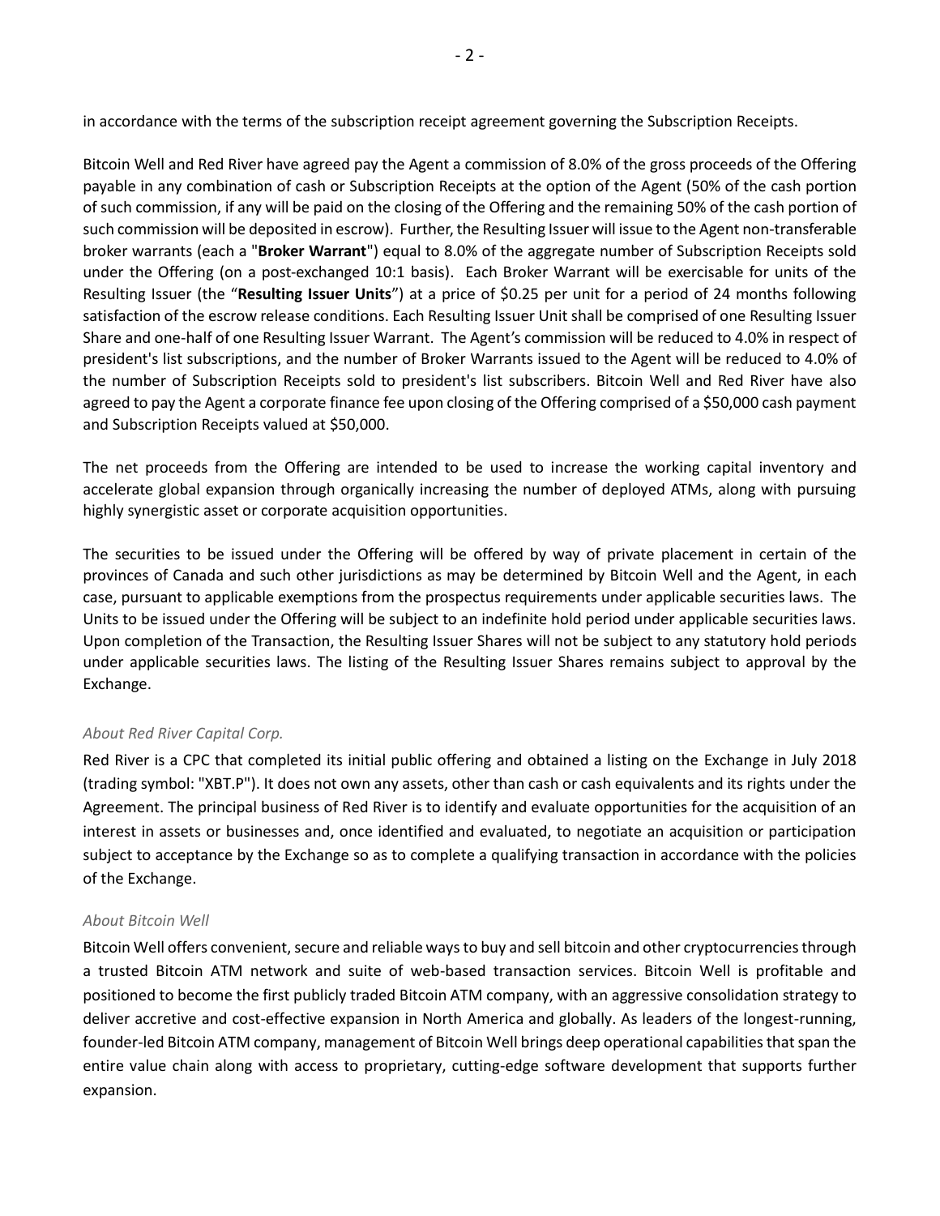in accordance with the terms of the subscription receipt agreement governing the Subscription Receipts.

Bitcoin Well and Red River have agreed pay the Agent a commission of 8.0% of the gross proceeds of the Offering payable in any combination of cash or Subscription Receipts at the option of the Agent (50% of the cash portion of such commission, if any will be paid on the closing of the Offering and the remaining 50% of the cash portion of such commission will be deposited in escrow). Further, the Resulting Issuer will issue to the Agent non-transferable broker warrants (each a "**Broker Warrant**") equal to 8.0% of the aggregate number of Subscription Receipts sold under the Offering (on a post-exchanged 10:1 basis). Each Broker Warrant will be exercisable for units of the Resulting Issuer (the "**Resulting Issuer Units**") at a price of $0.25 per unit for a period of 24 months following satisfaction of the escrow release conditions. Each Resulting Issuer Unit shall be comprised of one Resulting Issuer Share and one-half of one Resulting Issuer Warrant. The Agent's commission will be reduced to 4.0% in respect of president's list subscriptions, and the number of Broker Warrants issued to the Agent will be reduced to 4.0% of the number of Subscription Receipts sold to president's list subscribers. Bitcoin Well and Red River have also agreed to pay the Agent a corporate finance fee upon closing of the Offering comprised of a $50,000 cash payment and Subscription Receipts valued at $50,000.

The net proceeds from the Offering are intended to be used to increase the working capital inventory and accelerate global expansion through organically increasing the number of deployed ATMs, along with pursuing highly synergistic asset or corporate acquisition opportunities.

The securities to be issued under the Offering will be offered by way of private placement in certain of the provinces of Canada and such other jurisdictions as may be determined by Bitcoin Well and the Agent, in each case, pursuant to applicable exemptions from the prospectus requirements under applicable securities laws. The Units to be issued under the Offering will be subject to an indefinite hold period under applicable securities laws. Upon completion of the Transaction, the Resulting Issuer Shares will not be subject to any statutory hold periods under applicable securities laws. The listing of the Resulting Issuer Shares remains subject to approval by the Exchange.

*About Red River Capital Corp.*

Red River is a CPC that completed its initial public offering and obtained a listing on the Exchange in July 2018 (trading symbol: "XBT.P"). It does not own any assets, other than cash or cash equivalents and its rights under the Agreement. The principal business of Red River is to identify and evaluate opportunities for the acquisition of an interest in assets or businesses and, once identified and evaluated, to negotiate an acquisition or participation subject to acceptance by the Exchange so as to complete a qualifying transaction in accordance with the policies of the Exchange.

*About Bitcoin Well*

Bitcoin Well offers convenient, secure and reliable ways to buy and sell bitcoin and other cryptocurrencies through a trusted Bitcoin ATM network and suite of web-based transaction services. Bitcoin Well is profitable and positioned to become the first publicly traded Bitcoin ATM company, with an aggressive consolidation strategy to deliver accretive and cost-effective expansion in North America and globally. As leaders of the longest-running, founder-led Bitcoin ATM company, management of Bitcoin Well brings deep operational capabilities that span the entire value chain along with access to proprietary, cutting-edge software development that supports further expansion.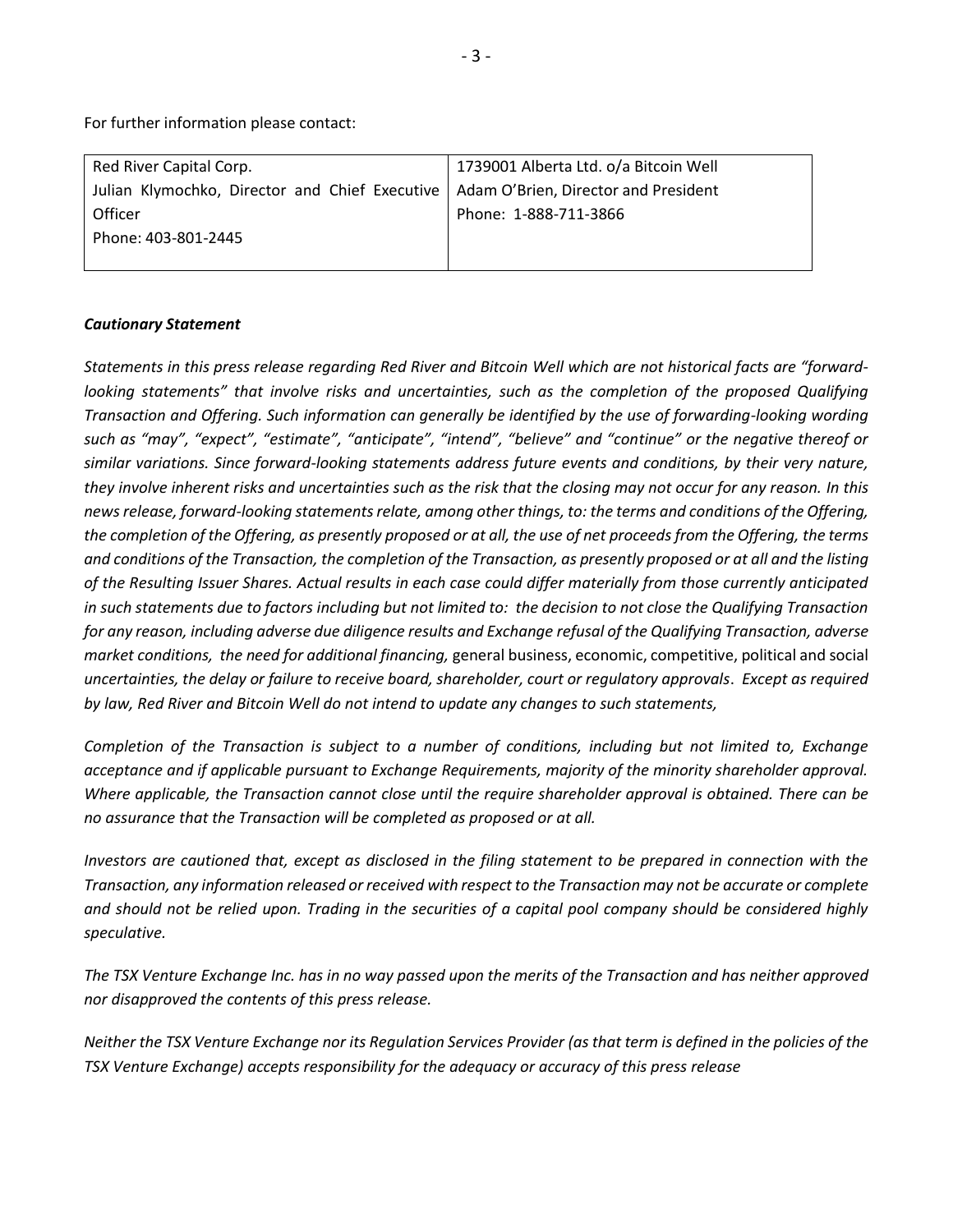For further information please contact:

| | |
|---|---|
| Red River Capital Corp.<br>Julian Klymochko, Director and Chief Executive Officer<br>Phone: 403-801-2445 | 1739001 Alberta Ltd. o/a Bitcoin Well<br>Adam O'Brien, Director and President<br>Phone: 1-888-711-3866 |

***Cautionary Statement***

*Statements in this press release regarding Red River and Bitcoin Well which are not historical facts are "forward-looking statements" that involve risks and uncertainties, such as the completion of the proposed Qualifying Transaction and Offering. Such information can generally be identified by the use of forwarding-looking wording such as "may", "expect", "estimate", "anticipate", "intend", "believe" and "continue" or the negative thereof or similar variations. Since forward-looking statements address future events and conditions, by their very nature, they involve inherent risks and uncertainties such as the risk that the closing may not occur for any reason. In this news release, forward-looking statements relate, among other things, to: the terms and conditions of the Offering, the completion of the Offering, as presently proposed or at all, the use of net proceeds from the Offering, the terms and conditions of the Transaction, the completion of the Transaction, as presently proposed or at all and the listing of the Resulting Issuer Shares. Actual results in each case could differ materially from those currently anticipated in such statements due to factors including but not limited to: the decision to not close the Qualifying Transaction for any reason, including adverse due diligence results and Exchange refusal of the Qualifying Transaction, adverse market conditions, the need for additional financing,* general business, economic, competitive, political and social *uncertainties, the delay or failure to receive board, shareholder, court or regulatory approvals. Except as required by law, Red River and Bitcoin Well do not intend to update any changes to such statements,*

*Completion of the Transaction is subject to a number of conditions, including but not limited to, Exchange acceptance and if applicable pursuant to Exchange Requirements, majority of the minority shareholder approval. Where applicable, the Transaction cannot close until the require shareholder approval is obtained. There can be no assurance that the Transaction will be completed as proposed or at all.*

*Investors are cautioned that, except as disclosed in the filing statement to be prepared in connection with the Transaction, any information released or received with respect to the Transaction may not be accurate or complete and should not be relied upon. Trading in the securities of a capital pool company should be considered highly speculative.*

*The TSX Venture Exchange Inc. has in no way passed upon the merits of the Transaction and has neither approved nor disapproved the contents of this press release.*

*Neither the TSX Venture Exchange nor its Regulation Services Provider (as that term is defined in the policies of the TSX Venture Exchange) accepts responsibility for the adequacy or accuracy of this press release*